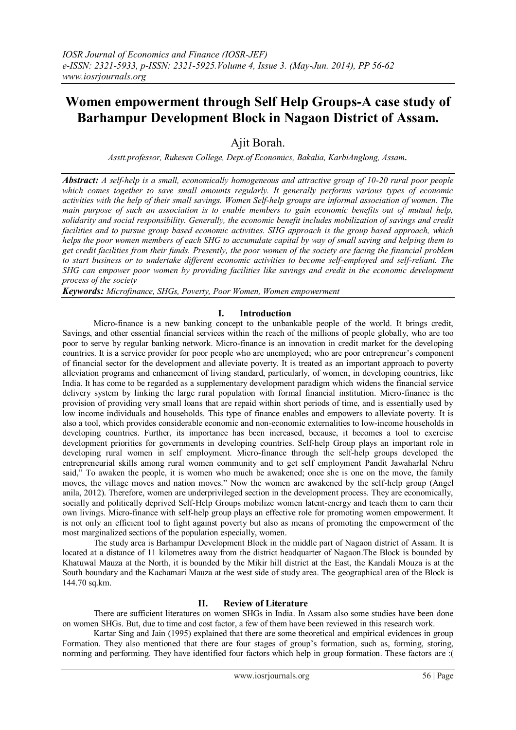# Women empowerment through Self Help Groups-A case study of Barhampur Development Block in Nagaon District of Assam.

Ajit Borah.

*Asstt.professor, Rukesen College, Dept.of Economics, Bakalia, KarbiAnglong, Assam.*

***Abstract:*** *A self-help is a small, economically homogeneous and attractive group of 10-20 rural poor people which comes together to save small amounts regularly. It generally performs various types of economic activities with the help of their small savings. Women Self-help groups are informal association of women. The main purpose of such an association is to enable members to gain economic benefits out of mutual help, solidarity and social responsibility. Generally, the economic benefit includes mobilization of savings and credit facilities and to pursue group based economic activities. SHG approach is the group based approach, which helps the poor women members of each SHG to accumulate capital by way of small saving and helping them to get credit facilities from their funds. Presently, the poor women of the society are facing the financial problem to start business or to undertake different economic activities to become self-employed and self-reliant. The SHG can empower poor women by providing facilities like savings and credit in the economic development process of the society*

***Keywords:*** *Microfinance, SHGs, Poverty, Poor Women, Women empowerment*

## I. Introduction

Micro-finance is a new banking concept to the unbankable people of the world. It brings credit, Savings, and other essential financial services within the reach of the millions of people globally, who are too poor to serve by regular banking network. Micro-finance is an innovation in credit market for the developing countries. It is a service provider for poor people who are unemployed; who are poor entrepreneur's component of financial sector for the development and alleviate poverty. It is treated as an important approach to poverty alleviation programs and enhancement of living standard, particularly, of women, in developing countries, like India. It has come to be regarded as a supplementary development paradigm which widens the financial service delivery system by linking the large rural population with formal financial institution. Micro-finance is the provision of providing very small loans that are repaid within short periods of time, and is essentially used by low income individuals and households. This type of finance enables and empowers to alleviate poverty. It is also a tool, which provides considerable economic and non-economic externalities to low-income households in developing countries. Further, its importance has been increased, because, it becomes a tool to exercise development priorities for governments in developing countries. Self-help Group plays an important role in developing rural women in self employment. Micro-finance through the self-help groups developed the entrepreneurial skills among rural women community and to get self employment Pandit Jawaharlal Nehru said," To awaken the people, it is women who much be awakened; once she is one on the move, the family moves, the village moves and nation moves." Now the women are awakened by the self-help group (Angel anila, 2012). Therefore, women are underprivileged section in the development process. They are economically, socially and politically deprived Self-Help Groups mobilize women latent-energy and teach them to earn their own livings. Micro-finance with self-help group plays an effective role for promoting women empowerment. It is not only an efficient tool to fight against poverty but also as means of promoting the empowerment of the most marginalized sections of the population especially, women.

The study area is Barhampur Development Block in the middle part of Nagaon district of Assam. It is located at a distance of 11 kilometres away from the district headquarter of Nagaon.The Block is bounded by Khatuwal Mauza at the North, it is bounded by the Mikir hill district at the East, the Kandali Mouza is at the South boundary and the Kachamari Mauza at the west side of study area. The geographical area of the Block is 144.70 sq.km.

## II. Review of Literature

There are sufficient literatures on women SHGs in India. In Assam also some studies have been done on women SHGs. But, due to time and cost factor, a few of them have been reviewed in this research work.

Kartar Sing and Jain (1995) explained that there are some theoretical and empirical evidences in group Formation. They also mentioned that there are four stages of group's formation, such as, forming, storing, norming and performing. They have identified four factors which help in group formation. These factors are :(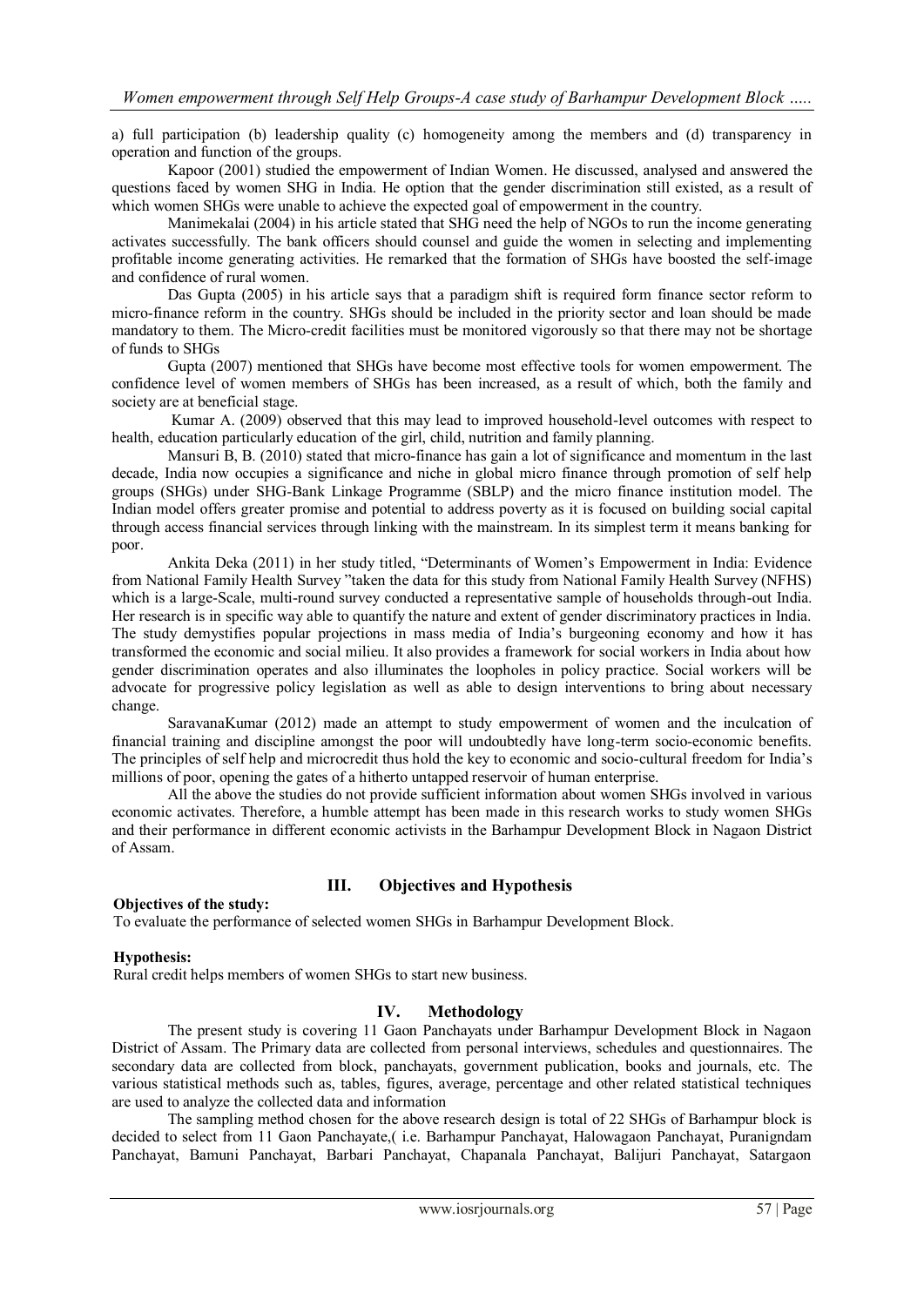a) full participation (b) leadership quality (c) homogeneity among the members and (d) transparency in operation and function of the groups.

Kapoor (2001) studied the empowerment of Indian Women. He discussed, analysed and answered the questions faced by women SHG in India. He option that the gender discrimination still existed, as a result of which women SHGs were unable to achieve the expected goal of empowerment in the country.

Manimekalai (2004) in his article stated that SHG need the help of NGOs to run the income generating activates successfully. The bank officers should counsel and guide the women in selecting and implementing profitable income generating activities. He remarked that the formation of SHGs have boosted the self-image and confidence of rural women.

Das Gupta (2005) in his article says that a paradigm shift is required form finance sector reform to micro-finance reform in the country. SHGs should be included in the priority sector and loan should be made mandatory to them. The Micro-credit facilities must be monitored vigorously so that there may not be shortage of funds to SHGs

Gupta (2007) mentioned that SHGs have become most effective tools for women empowerment. The confidence level of women members of SHGs has been increased, as a result of which, both the family and society are at beneficial stage.

Kumar A. (2009) observed that this may lead to improved household-level outcomes with respect to health, education particularly education of the girl, child, nutrition and family planning.

Mansuri B, B. (2010) stated that micro-finance has gain a lot of significance and momentum in the last decade, India now occupies a significance and niche in global micro finance through promotion of self help groups (SHGs) under SHG-Bank Linkage Programme (SBLP) and the micro finance institution model. The Indian model offers greater promise and potential to address poverty as it is focused on building social capital through access financial services through linking with the mainstream. In its simplest term it means banking for poor.

Ankita Deka (2011) in her study titled, "Determinants of Women's Empowerment in India: Evidence from National Family Health Survey "taken the data for this study from National Family Health Survey (NFHS) which is a large-Scale, multi-round survey conducted a representative sample of households through-out India. Her research is in specific way able to quantify the nature and extent of gender discriminatory practices in India. The study demystifies popular projections in mass media of India's burgeoning economy and how it has transformed the economic and social milieu. It also provides a framework for social workers in India about how gender discrimination operates and also illuminates the loopholes in policy practice. Social workers will be advocate for progressive policy legislation as well as able to design interventions to bring about necessary change.

SaravanaKumar (2012) made an attempt to study empowerment of women and the inculcation of financial training and discipline amongst the poor will undoubtedly have long-term socio-economic benefits. The principles of self help and microcredit thus hold the key to economic and socio-cultural freedom for India's millions of poor, opening the gates of a hitherto untapped reservoir of human enterprise.

All the above the studies do not provide sufficient information about women SHGs involved in various economic activates. Therefore, a humble attempt has been made in this research works to study women SHGs and their performance in different economic activists in the Barhampur Development Block in Nagaon District of Assam.

## III. Objectives and Hypothesis

**Objectives of the study:**

To evaluate the performance of selected women SHGs in Barhampur Development Block.

**Hypothesis:**

Rural credit helps members of women SHGs to start new business.

## IV. Methodology

The present study is covering 11 Gaon Panchayats under Barhampur Development Block in Nagaon District of Assam. The Primary data are collected from personal interviews, schedules and questionnaires. The secondary data are collected from block, panchayats, government publication, books and journals, etc. The various statistical methods such as, tables, figures, average, percentage and other related statistical techniques are used to analyze the collected data and information

The sampling method chosen for the above research design is total of 22 SHGs of Barhampur block is decided to select from 11 Gaon Panchayate,( i.e. Barhampur Panchayat, Halowagaon Panchayat, Puranigndam Panchayat, Bamuni Panchayat, Barbari Panchayat, Chapanala Panchayat, Balijuri Panchayat, Satargaon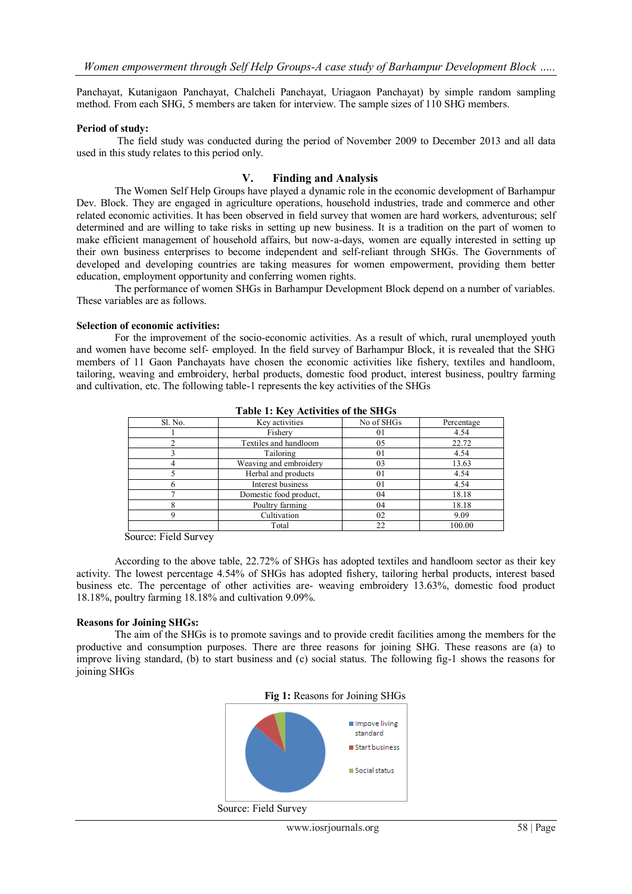Panchayat, Kutanigaon Panchayat, Chalcheli Panchayat, Uriagaon Panchayat) by simple random sampling method. From each SHG, 5 members are taken for interview. The sample sizes of 110 SHG members.

**Period of study:**

The field study was conducted during the period of November 2009 to December 2013 and all data used in this study relates to this period only.

## V. Finding and Analysis

The Women Self Help Groups have played a dynamic role in the economic development of Barhampur Dev. Block. They are engaged in agriculture operations, household industries, trade and commerce and other related economic activities. It has been observed in field survey that women are hard workers, adventurous; self determined and are willing to take risks in setting up new business. It is a tradition on the part of women to make efficient management of household affairs, but now-a-days, women are equally interested in setting up their own business enterprises to become independent and self-reliant through SHGs. The Governments of developed and developing countries are taking measures for women empowerment, providing them better education, employment opportunity and conferring women rights.

The performance of women SHGs in Barhampur Development Block depend on a number of variables. These variables are as follows.

**Selection of economic activities:**

For the improvement of the socio-economic activities. As a result of which, rural unemployed youth and women have become self- employed. In the field survey of Barhampur Block, it is revealed that the SHG members of 11 Gaon Panchayats have chosen the economic activities like fishery, textiles and handloom, tailoring, weaving and embroidery, herbal products, domestic food product, interest business, poultry farming and cultivation, etc. The following table-1 represents the key activities of the SHGs

**Table 1: Key Activities of the SHGs**

| Sl. No. | Key activities | No of SHGs | Percentage |
|---|---|---|---|
| 1 | Fishery | 01 | 4.54 |
| 2 | Textiles and handloom | 05 | 22.72 |
| 3 | Tailoring | 01 | 4.54 |
| 4 | Weaving and embroidery | 03 | 13.63 |
| 5 | Herbal and products | 01 | 4.54 |
| 6 | Interest business | 01 | 4.54 |
| 7 | Domestic food product, | 04 | 18.18 |
| 8 | Poultry farming | 04 | 18.18 |
| 9 | Cultivation | 02 | 9.09 |
| | Total | 22 | 100.00 |

Source: Field Survey

According to the above table, 22.72% of SHGs has adopted textiles and handloom sector as their key activity. The lowest percentage 4.54% of SHGs has adopted fishery, tailoring herbal products, interest based business etc. The percentage of other activities are- weaving embroidery 13.63%, domestic food product 18.18%, poultry farming 18.18% and cultivation 9.09%.

**Reasons for Joining SHGs:**

The aim of the SHGs is to promote savings and to provide credit facilities among the members for the productive and consumption purposes. There are three reasons for joining SHG. These reasons are (a) to improve living standard, (b) to start business and (c) social status. The following fig-1 shows the reasons for joining SHGs

**Fig 1:** Reasons for Joining SHGs

Impove living standard
Start business
Social status

Source: Field Survey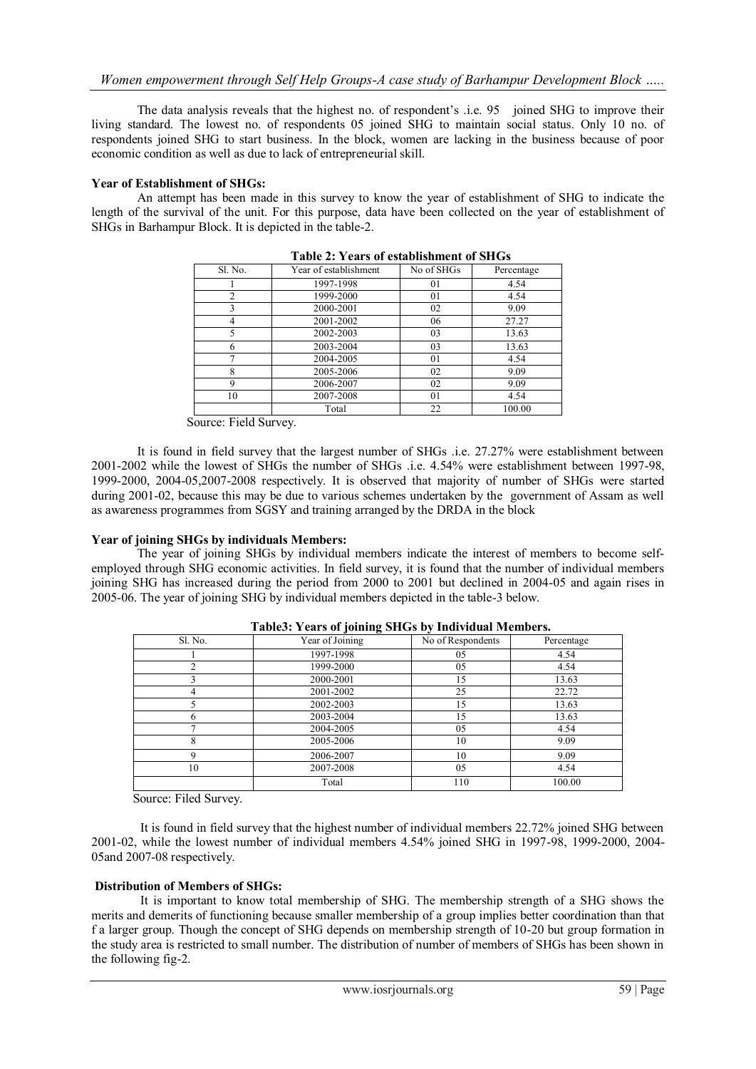The data analysis reveals that the highest no. of respondent's .i.e. 95 joined SHG to improve their living standard. The lowest no. of respondents 05 joined SHG to maintain social status. Only 10 no. of respondents joined SHG to start business. In the block, women are lacking in the business because of poor economic condition as well as due to lack of entrepreneurial skill.

**Year of Establishment of SHGs:**

An attempt has been made in this survey to know the year of establishment of SHG to indicate the length of the survival of the unit. For this purpose, data have been collected on the year of establishment of SHGs in Barhampur Block. It is depicted in the table-2.

**Table 2: Years of establishment of SHGs**

| Sl. No. | Year of establishment | No of SHGs | Percentage |
|---|---|---|---|
| 1 | 1997-1998 | 01 | 4.54 |
| 2 | 1999-2000 | 01 | 4.54 |
| 3 | 2000-2001 | 02 | 9.09 |
| 4 | 2001-2002 | 06 | 27.27 |
| 5 | 2002-2003 | 03 | 13.63 |
| 6 | 2003-2004 | 03 | 13.63 |
| 7 | 2004-2005 | 01 | 4.54 |
| 8 | 2005-2006 | 02 | 9.09 |
| 9 | 2006-2007 | 02 | 9.09 |
| 10 | 2007-2008 | 01 | 4.54 |
| | Total | 22 | 100.00 |

Source: Field Survey.

It is found in field survey that the largest number of SHGs .i.e. 27.27% were establishment between 2001-2002 while the lowest of SHGs the number of SHGs .i.e. 4.54% were establishment between 1997-98, 1999-2000, 2004-05,2007-2008 respectively. It is observed that majority of number of SHGs were started during 2001-02, because this may be due to various schemes undertaken by the government of Assam as well as awareness programmes from SGSY and training arranged by the DRDA in the block

**Year of joining SHGs by individuals Members:**

The year of joining SHGs by individual members indicate the interest of members to become self-employed through SHG economic activities. In field survey, it is found that the number of individual members joining SHG has increased during the period from 2000 to 2001 but declined in 2004-05 and again rises in 2005-06. The year of joining SHG by individual members depicted in the table-3 below.

**Table3: Years of joining SHGs by Individual Members.**

| Sl. No. | Year of Joining | No of Respondents | Percentage |
|---|---|---|---|
| 1 | 1997-1998 | 05 | 4.54 |
| 2 | 1999-2000 | 05 | 4.54 |
| 3 | 2000-2001 | 15 | 13.63 |
| 4 | 2001-2002 | 25 | 22.72 |
| 5 | 2002-2003 | 15 | 13.63 |
| 6 | 2003-2004 | 15 | 13.63 |
| 7 | 2004-2005 | 05 | 4.54 |
| 8 | 2005-2006 | 10 | 9.09 |
| 9 | 2006-2007 | 10 | 9.09 |
| 10 | 2007-2008 | 05 | 4.54 |
| | Total | 110 | 100.00 |

Source: Filed Survey.

It is found in field survey that the highest number of individual members 22.72% joined SHG between 2001-02, while the lowest number of individual members 4.54% joined SHG in 1997-98, 1999-2000, 2004-05and 2007-08 respectively.

**Distribution of Members of SHGs:**

It is important to know total membership of SHG. The membership strength of a SHG shows the merits and demerits of functioning because smaller membership of a group implies better coordination than that f a larger group. Though the concept of SHG depends on membership strength of 10-20 but group formation in the study area is restricted to small number. The distribution of number of members of SHGs has been shown in the following fig-2.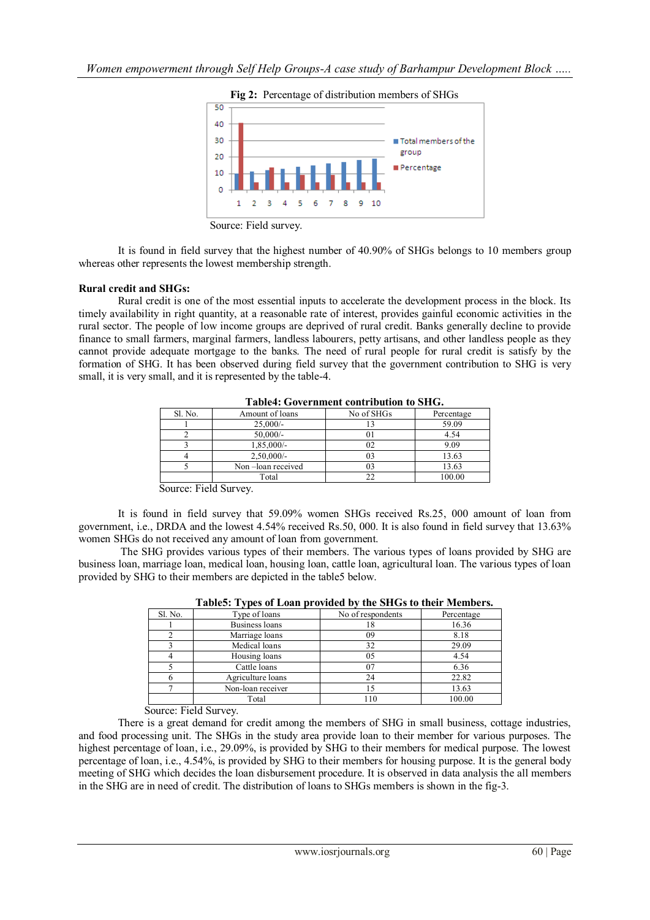**Fig 2:** Percentage of distribution members of SHGs

Source: Field survey.

It is found in field survey that the highest number of 40.90% of SHGs belongs to 10 members group whereas other represents the lowest membership strength.

**Rural credit and SHGs:**

Rural credit is one of the most essential inputs to accelerate the development process in the block. Its timely availability in right quantity, at a reasonable rate of interest, provides gainful economic activities in the rural sector. The people of low income groups are deprived of rural credit. Banks generally decline to provide finance to small farmers, marginal farmers, landless labourers, petty artisans, and other landless people as they cannot provide adequate mortgage to the banks. The need of rural people for rural credit is satisfy by the formation of SHG. It has been observed during field survey that the government contribution to SHG is very small, it is very small, and it is represented by the table-4.

**Table4: Government contribution to SHG.**

| Sl. No. | Amount of loans | No of SHGs | Percentage |
|---|---|---|---|
| 1 | 25,000/- | 13 | 59.09 |
| 2 | 50,000/- | 01 | 4.54 |
| 3 | 1,85,000/- | 02 | 9.09 |
| 4 | 2,50,000/- | 03 | 13.63 |
| 5 | Non –loan received | 03 | 13.63 |
| | Total | 22 | 100.00 |

Source: Field Survey.

It is found in field survey that 59.09% women SHGs received Rs.25, 000 amount of loan from government, i.e., DRDA and the lowest 4.54% received Rs.50, 000. It is also found in field survey that 13.63% women SHGs do not received any amount of loan from government.

The SHG provides various types of their members. The various types of loans provided by SHG are business loan, marriage loan, medical loan, housing loan, cattle loan, agricultural loan. The various types of loan provided by SHG to their members are depicted in the table5 below.

**Table5: Types of Loan provided by the SHGs to their Members.**

| Sl. No. | Type of loans | No of respondents | Percentage |
|---|---|---|---|
| 1 | Business loans | 18 | 16.36 |
| 2 | Marriage loans | 09 | 8.18 |
| 3 | Medical loans | 32 | 29.09 |
| 4 | Housing loans | 05 | 4.54 |
| 5 | Cattle loans | 07 | 6.36 |
| 6 | Agriculture loans | 24 | 22.82 |
| 7 | Non-loan receiver | 15 | 13.63 |
| | Total | 110 | 100.00 |

Source: Field Survey.

There is a great demand for credit among the members of SHG in small business, cottage industries, and food processing unit. The SHGs in the study area provide loan to their member for various purposes. The highest percentage of loan, i.e., 29.09%, is provided by SHG to their members for medical purpose. The lowest percentage of loan, i.e., 4.54%, is provided by SHG to their members for housing purpose. It is the general body meeting of SHG which decides the loan disbursement procedure. It is observed in data analysis the all members in the SHG are in need of credit. The distribution of loans to SHGs members is shown in the fig-3.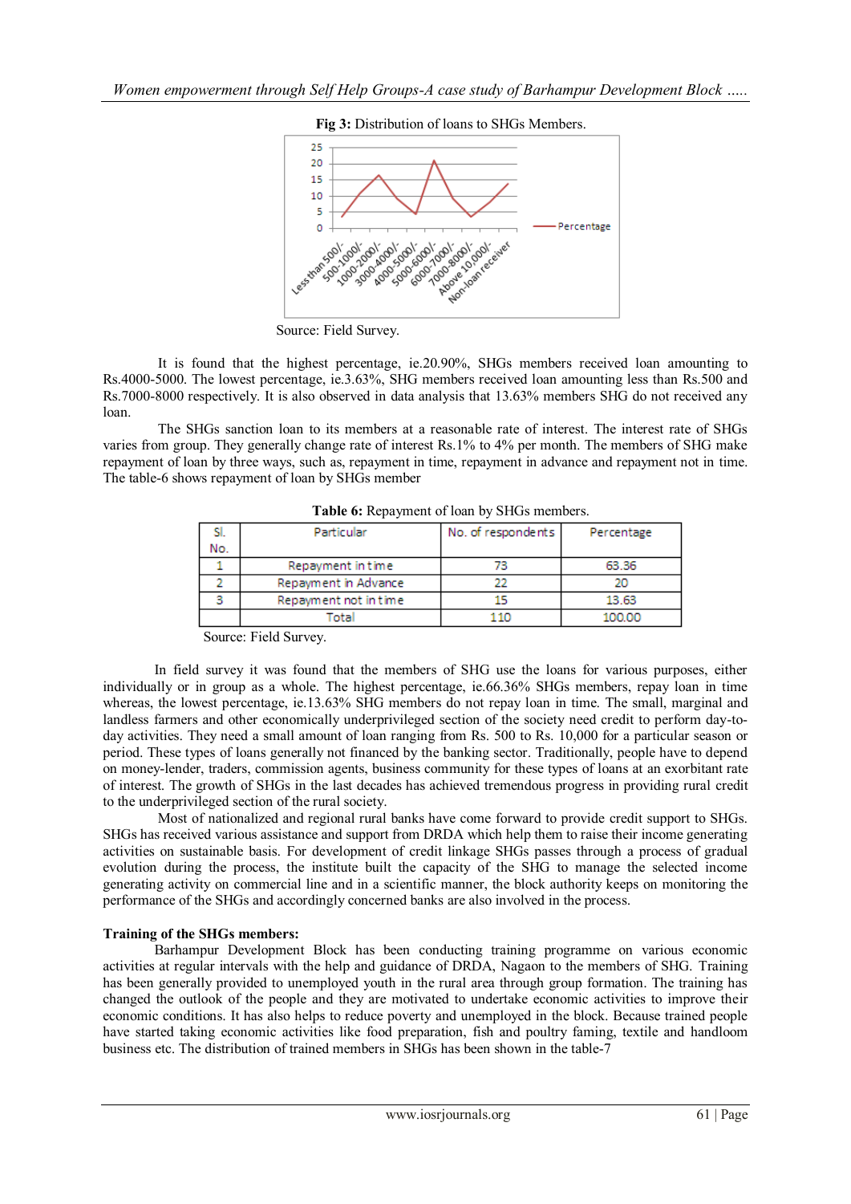**Fig 3:** Distribution of loans to SHGs Members.

Source: Field Survey.

It is found that the highest percentage, ie.20.90%, SHGs members received loan amounting to Rs.4000-5000. The lowest percentage, ie.3.63%, SHG members received loan amounting less than Rs.500 and Rs.7000-8000 respectively. It is also observed in data analysis that 13.63% members SHG do not received any loan.

The SHGs sanction loan to its members at a reasonable rate of interest. The interest rate of SHGs varies from group. They generally change rate of interest Rs.1% to 4% per month. The members of SHG make repayment of loan by three ways, such as, repayment in time, repayment in advance and repayment not in time. The table-6 shows repayment of loan by SHGs member

**Table 6:** Repayment of loan by SHGs members.

| Sl. No. | Particular | No. of respondents | Percentage |
|---|---|---|---|
| 1 | Repayment in time | 73 | 63.36 |
| 2 | Repayment in Advance | 22 | 20 |
| 3 | Repayment not in time | 15 | 13.63 |
|  | Total | 110 | 100.00 |

Source: Field Survey.

In field survey it was found that the members of SHG use the loans for various purposes, either individually or in group as a whole. The highest percentage, ie.66.36% SHGs members, repay loan in time whereas, the lowest percentage, ie.13.63% SHG members do not repay loan in time. The small, marginal and landless farmers and other economically underprivileged section of the society need credit to perform day-to-day activities. They need a small amount of loan ranging from Rs. 500 to Rs. 10,000 for a particular season or period. These types of loans generally not financed by the banking sector. Traditionally, people have to depend on money-lender, traders, commission agents, business community for these types of loans at an exorbitant rate of interest. The growth of SHGs in the last decades has achieved tremendous progress in providing rural credit to the underprivileged section of the rural society.

Most of nationalized and regional rural banks have come forward to provide credit support to SHGs. SHGs has received various assistance and support from DRDA which help them to raise their income generating activities on sustainable basis. For development of credit linkage SHGs passes through a process of gradual evolution during the process, the institute built the capacity of the SHG to manage the selected income generating activity on commercial line and in a scientific manner, the block authority keeps on monitoring the performance of the SHGs and accordingly concerned banks are also involved in the process.

**Training of the SHGs members:**

Barhampur Development Block has been conducting training programme on various economic activities at regular intervals with the help and guidance of DRDA, Nagaon to the members of SHG. Training has been generally provided to unemployed youth in the rural area through group formation. The training has changed the outlook of the people and they are motivated to undertake economic activities to improve their economic conditions. It has also helps to reduce poverty and unemployed in the block. Because trained people have started taking economic activities like food preparation, fish and poultry faming, textile and handloom business etc. The distribution of trained members in SHGs has been shown in the table-7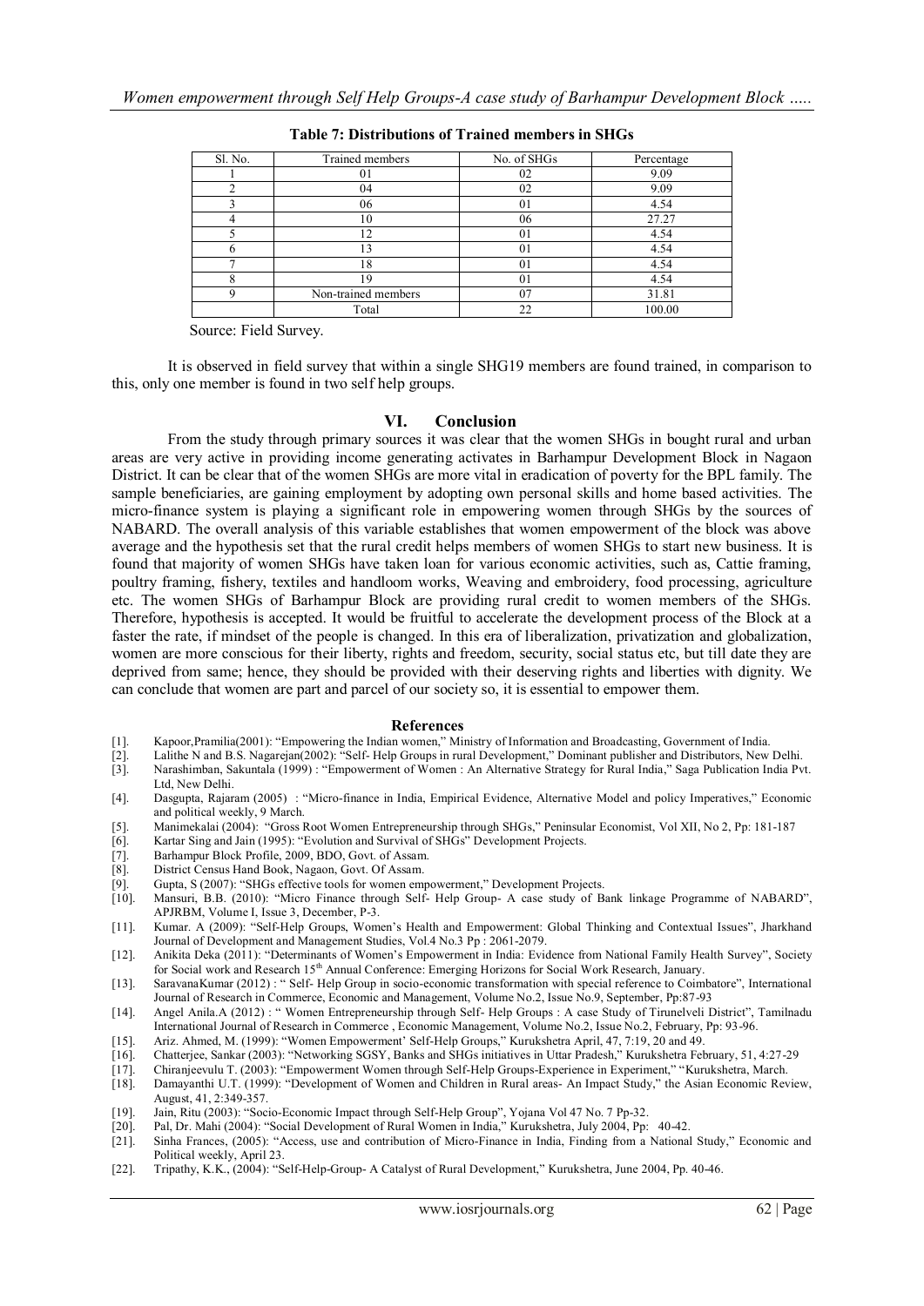**Table 7: Distributions of Trained members in SHGs**

| Sl. No. | Trained members | No. of SHGs | Percentage |
|---|---|---|---|
| 1 | 01 | 02 | 9.09 |
| 2 | 04 | 02 | 9.09 |
| 3 | 06 | 01 | 4.54 |
| 4 | 10 | 06 | 27.27 |
| 5 | 12 | 01 | 4.54 |
| 6 | 13 | 01 | 4.54 |
| 7 | 18 | 01 | 4.54 |
| 8 | 19 | 01 | 4.54 |
| 9 | Non-trained members | 07 | 31.81 |
| | Total | 22 | 100.00 |

Source: Field Survey.

It is observed in field survey that within a single SHG19 members are found trained, in comparison to this, only one member is found in two self help groups.

## VI. Conclusion

From the study through primary sources it was clear that the women SHGs in bought rural and urban areas are very active in providing income generating activates in Barhampur Development Block in Nagaon District. It can be clear that of the women SHGs are more vital in eradication of poverty for the BPL family. The sample beneficiaries, are gaining employment by adopting own personal skills and home based activities. The micro-finance system is playing a significant role in empowering women through SHGs by the sources of NABARD. The overall analysis of this variable establishes that women empowerment of the block was above average and the hypothesis set that the rural credit helps members of women SHGs to start new business. It is found that majority of women SHGs have taken loan for various economic activities, such as, Cattie framing, poultry framing, fishery, textiles and handloom works, Weaving and embroidery, food processing, agriculture etc. The women SHGs of Barhampur Block are providing rural credit to women members of the SHGs. Therefore, hypothesis is accepted. It would be fruitful to accelerate the development process of the Block at a faster the rate, if mindset of the people is changed. In this era of liberalization, privatization and globalization, women are more conscious for their liberty, rights and freedom, security, social status etc, but till date they are deprived from same; hence, they should be provided with their deserving rights and liberties with dignity. We can conclude that women are part and parcel of our society so, it is essential to empower them.

## References

[1]. Kapoor,Pramilia(2001): "Empowering the Indian women," Ministry of Information and Broadcasting, Government of India.

[2]. Lalithe N and B.S. Nagarejan(2002): "Self- Help Groups in rural Development," Dominant publisher and Distributors, New Delhi.

[3]. Narashimban, Sakuntala (1999) : "Empowerment of Women : An Alternative Strategy for Rural India," Saga Publication India Pvt. Ltd, New Delhi.

[4]. Dasgupta, Rajaram (2005) : "Micro-finance in India, Empirical Evidence, Alternative Model and policy Imperatives," Economic and political weekly, 9 March.

[5]. Manimekalai (2004): "Gross Root Women Entrepreneurship through SHGs," Peninsular Economist, Vol XII, No 2, Pp: 181-187

[6]. Kartar Sing and Jain (1995): "Evolution and Survival of SHGs" Development Projects.

[7]. Barhampur Block Profile, 2009, BDO, Govt. of Assam.

[8]. District Census Hand Book, Nagaon, Govt. Of Assam.

[9]. Gupta, S (2007): "SHGs effective tools for women empowerment," Development Projects.

[10]. Mansuri, B.B. (2010): "Micro Finance through Self- Help Group- A case study of Bank linkage Programme of NABARD", APJRBM, Volume I, Issue 3, December, P-3.

[11]. Kumar. A (2009): "Self-Help Groups, Women's Health and Empowerment: Global Thinking and Contextual Issues", Jharkhand Journal of Development and Management Studies, Vol.4 No.3 Pp : 2061-2079.

[12]. Anikita Deka (2011): "Determinants of Women's Empowerment in India: Evidence from National Family Health Survey", Society for Social work and Research 15th Annual Conference: Emerging Horizons for Social Work Research, January.

[13]. SaravanaKumar (2012) : " Self- Help Group in socio-economic transformation with special reference to Coimbatore", International Journal of Research in Commerce, Economic and Management, Volume No.2, Issue No.9, September, Pp:87-93

[14]. Angel Anila.A (2012) : " Women Entrepreneurship through Self- Help Groups : A case Study of Tirunelveli District", Tamilnadu International Journal of Research in Commerce , Economic Management, Volume No.2, Issue No.2, February, Pp: 93-96.

[15]. Ariz. Ahmed, M. (1999): "Women Empowerment' Self-Help Groups," Kurukshetra April, 47, 7:19, 20 and 49.

[16]. Chatterjee, Sankar (2003): "Networking SGSY, Banks and SHGs initiatives in Uttar Pradesh," Kurukshetra February, 51, 4:27-29

[17]. Chiranjeevulu T. (2003): "Empowerment Women through Self-Help Groups-Experience in Experiment," "Kurukshetra, March.

[18]. Damayanthi U.T. (1999): "Development of Women and Children in Rural areas- An Impact Study," the Asian Economic Review, August, 41, 2:349-357.

[19]. Jain, Ritu (2003): "Socio-Economic Impact through Self-Help Group", Yojana Vol 47 No. 7 Pp-32.

[20]. Pal, Dr. Mahi (2004): "Social Development of Rural Women in India," Kurukshetra, July 2004, Pp: 40-42.

[21]. Sinha Frances, (2005): "Access, use and contribution of Micro-Finance in India, Finding from a National Study," Economic and Political weekly, April 23.

[22]. Tripathy, K.K., (2004): "Self-Help-Group- A Catalyst of Rural Development," Kurukshetra, June 2004, Pp. 40-46.